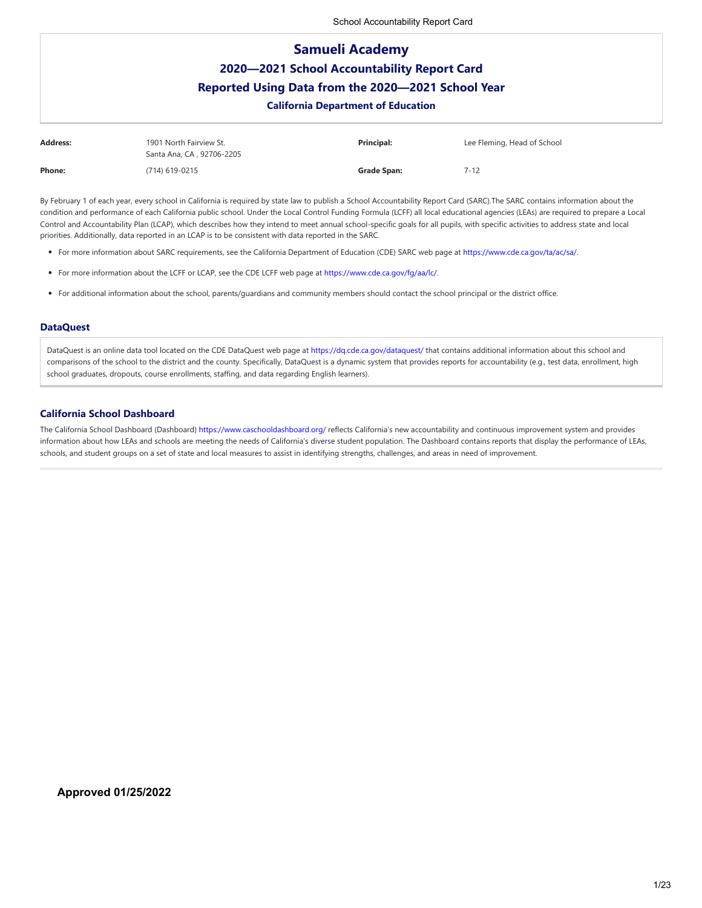# Samueli Academy

## 2020—2021 School Accountability Report Card

## Reported Using Data from the 2020—2021 School Year

### California Department of Education

| | | | |
|---|---|---|---|
| **Address:** | 1901 North Fairview St.<br>Santa Ana, CA , 92706-2205 | **Principal:** | Lee Fleming, Head of School |
| **Phone:** | (714) 619-0215 | **Grade Span:** | 7-12 |

By February 1 of each year, every school in California is required by state law to publish a School Accountability Report Card (SARC).The SARC contains information about the condition and performance of each California public school. Under the Local Control Funding Formula (LCFF) all local educational agencies (LEAs) are required to prepare a Local Control and Accountability Plan (LCAP), which describes how they intend to meet annual school-specific goals for all pupils, with specific activities to address state and local priorities. Additionally, data reported in an LCAP is to be consistent with data reported in the SARC.

- For more information about SARC requirements, see the California Department of Education (CDE) SARC web page at https://www.cde.ca.gov/ta/ac/sa/.
- For more information about the LCFF or LCAP, see the CDE LCFF web page at https://www.cde.ca.gov/fg/aa/lc/.
- For additional information about the school, parents/guardians and community members should contact the school principal or the district office.

### DataQuest

DataQuest is an online data tool located on the CDE DataQuest web page at https://dq.cde.ca.gov/dataquest/ that contains additional information about this school and comparisons of the school to the district and the county. Specifically, DataQuest is a dynamic system that provides reports for accountability (e.g., test data, enrollment, high school graduates, dropouts, course enrollments, staffing, and data regarding English learners).

### California School Dashboard

The California School Dashboard (Dashboard) https://www.caschooldashboard.org/ reflects California's new accountability and continuous improvement system and provides information about how LEAs and schools are meeting the needs of California's diverse student population. The Dashboard contains reports that display the performance of LEAs, schools, and student groups on a set of state and local measures to assist in identifying strengths, challenges, and areas in need of improvement.

**Approved 01/25/2022**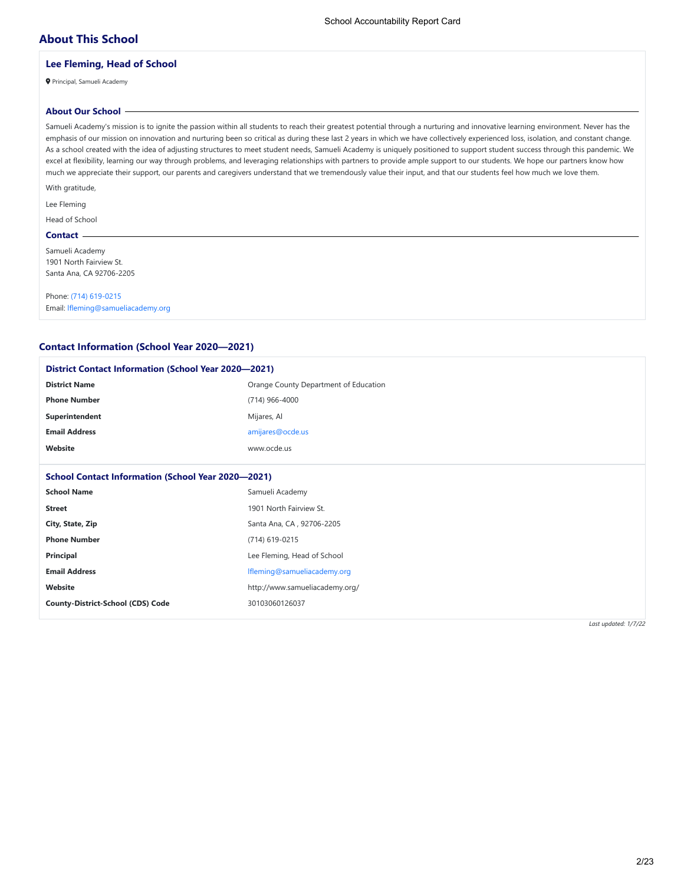## About This School

### Lee Fleming, Head of School

Principal, Samueli Academy

#### About Our School

Samueli Academy's mission is to ignite the passion within all students to reach their greatest potential through a nurturing and innovative learning environment. Never has the emphasis of our mission on innovation and nurturing been so critical as during these last 2 years in which we have collectively experienced loss, isolation, and constant change. As a school created with the idea of adjusting structures to meet student needs, Samueli Academy is uniquely positioned to support student success through this pandemic. We excel at flexibility, learning our way through problems, and leveraging relationships with partners to provide ample support to our students. We hope our partners know how much we appreciate their support, our parents and caregivers understand that we tremendously value their input, and that our students feel how much we love them.

With gratitude,

Lee Fleming

Head of School

#### Contact

Samueli Academy
1901 North Fairview St.
Santa Ana, CA 92706-2205

Phone: (714) 619-0215
Email: lfleming@samueliacademy.org

## Contact Information (School Year 2020—2021)

### District Contact Information (School Year 2020—2021)

| | |
|---|---|
| **District Name** | Orange County Department of Education |
| **Phone Number** | (714) 966-4000 |
| **Superintendent** | Mijares, Al |
| **Email Address** | amijares@ocde.us |
| **Website** | www.ocde.us |

### School Contact Information (School Year 2020—2021)

| | |
|---|---|
| **School Name** | Samueli Academy |
| **Street** | 1901 North Fairview St. |
| **City, State, Zip** | Santa Ana, CA , 92706-2205 |
| **Phone Number** | (714) 619-0215 |
| **Principal** | Lee Fleming, Head of School |
| **Email Address** | lfleming@samueliacademy.org |
| **Website** | http://www.samueliacademy.org/ |
| **County-District-School (CDS) Code** | 30103060126037 |

*Last updated: 1/7/22*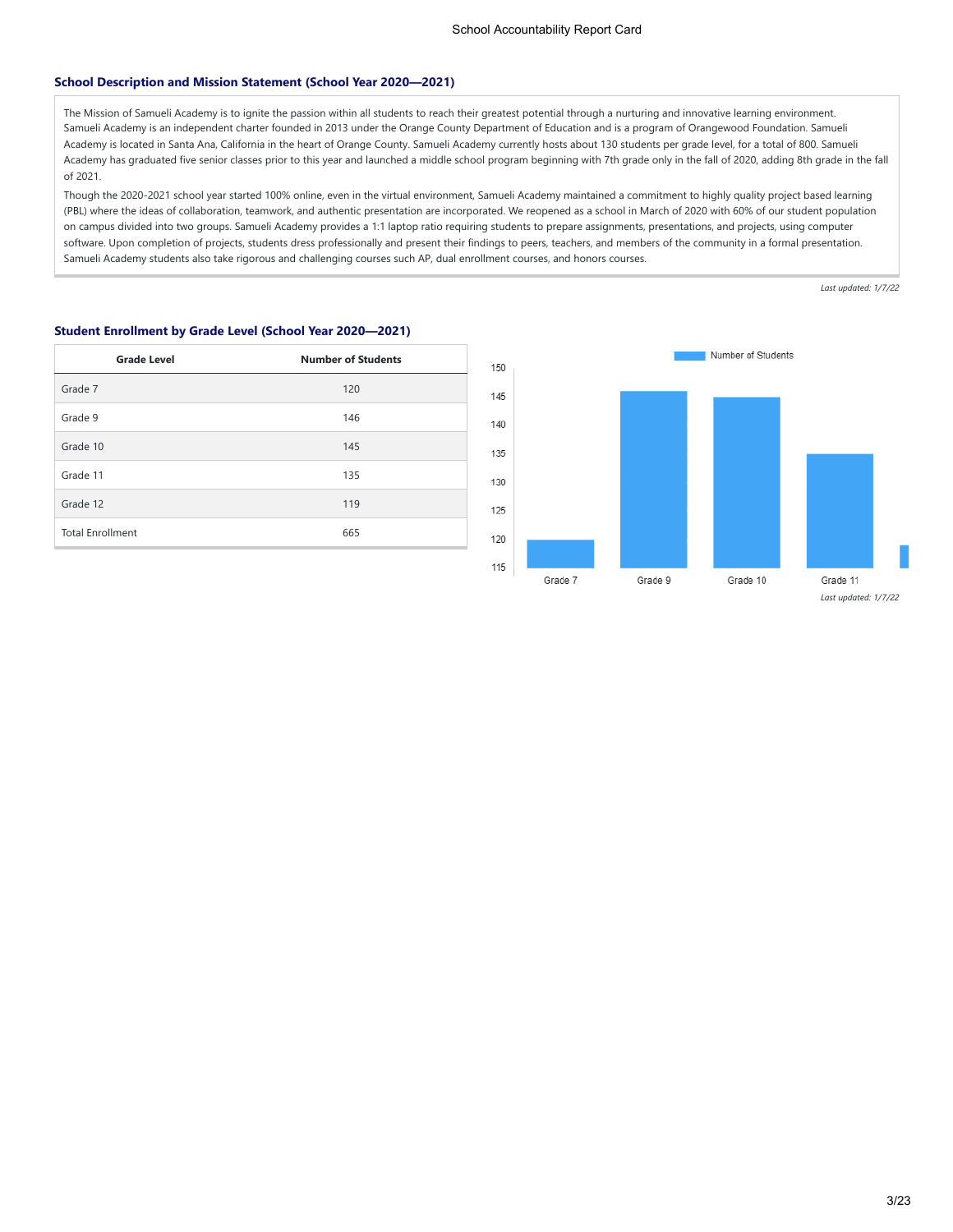### School Description and Mission Statement (School Year 2020—2021)

The Mission of Samueli Academy is to ignite the passion within all students to reach their greatest potential through a nurturing and innovative learning environment. Samueli Academy is an independent charter founded in 2013 under the Orange County Department of Education and is a program of Orangewood Foundation. Samueli Academy is located in Santa Ana, California in the heart of Orange County. Samueli Academy currently hosts about 130 students per grade level, for a total of 800. Samueli Academy has graduated five senior classes prior to this year and launched a middle school program beginning with 7th grade only in the fall of 2020, adding 8th grade in the fall of 2021.

Though the 2020-2021 school year started 100% online, even in the virtual environment, Samueli Academy maintained a commitment to highly quality project based learning (PBL) where the ideas of collaboration, teamwork, and authentic presentation are incorporated. We reopened as a school in March of 2020 with 60% of our student population on campus divided into two groups. Samueli Academy provides a 1:1 laptop ratio requiring students to prepare assignments, presentations, and projects, using computer software. Upon completion of projects, students dress professionally and present their findings to peers, teachers, and members of the community in a formal presentation. Samueli Academy students also take rigorous and challenging courses such AP, dual enrollment courses, and honors courses.

*Last updated: 1/7/22*

### Student Enrollment by Grade Level (School Year 2020—2021)

| Grade Level | Number of Students |
|---|---|
| Grade 7 | 120 |
| Grade 9 | 146 |
| Grade 10 | 145 |
| Grade 11 | 135 |
| Grade 12 | 119 |
| Total Enrollment | 665 |

*Last updated: 1/7/22*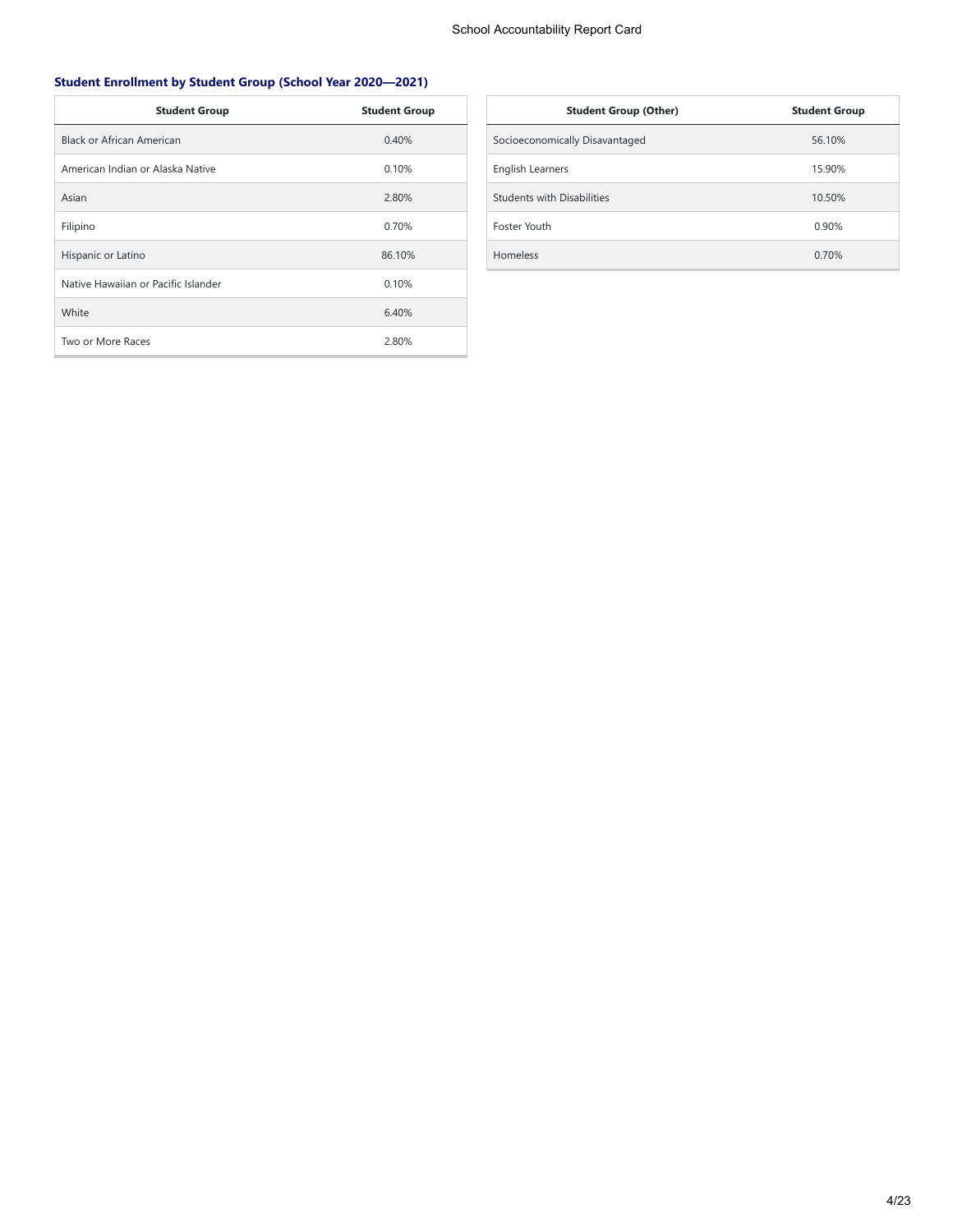### Student Enrollment by Student Group (School Year 2020—2021)

| Student Group | Student Group |
| --- | --- |
| Black or African American | 0.40% |
| American Indian or Alaska Native | 0.10% |
| Asian | 2.80% |
| Filipino | 0.70% |
| Hispanic or Latino | 86.10% |
| Native Hawaiian or Pacific Islander | 0.10% |
| White | 6.40% |
| Two or More Races | 2.80% |

| Student Group (Other) | Student Group |
| --- | --- |
| Socioeconomically Disavantaged | 56.10% |
| English Learners | 15.90% |
| Students with Disabilities | 10.50% |
| Foster Youth | 0.90% |
| Homeless | 0.70% |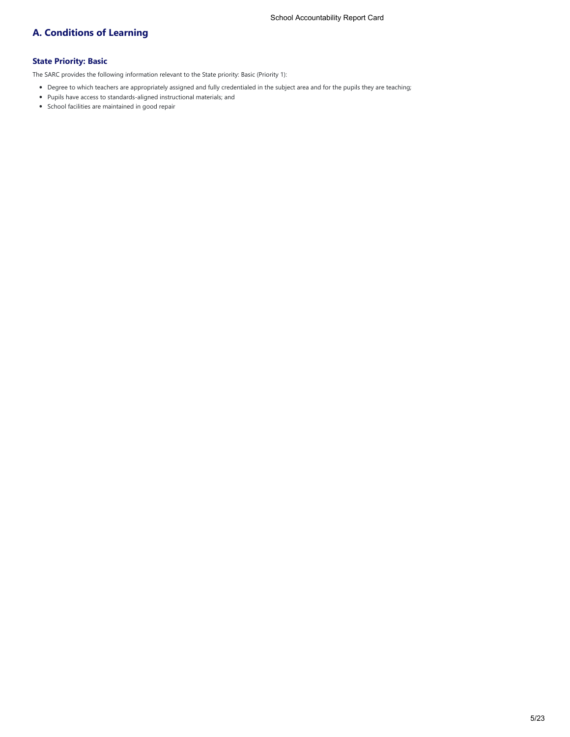## A. Conditions of Learning

### State Priority: Basic

The SARC provides the following information relevant to the State priority: Basic (Priority 1):

- Degree to which teachers are appropriately assigned and fully credentialed in the subject area and for the pupils they are teaching;
- Pupils have access to standards-aligned instructional materials; and
- School facilities are maintained in good repair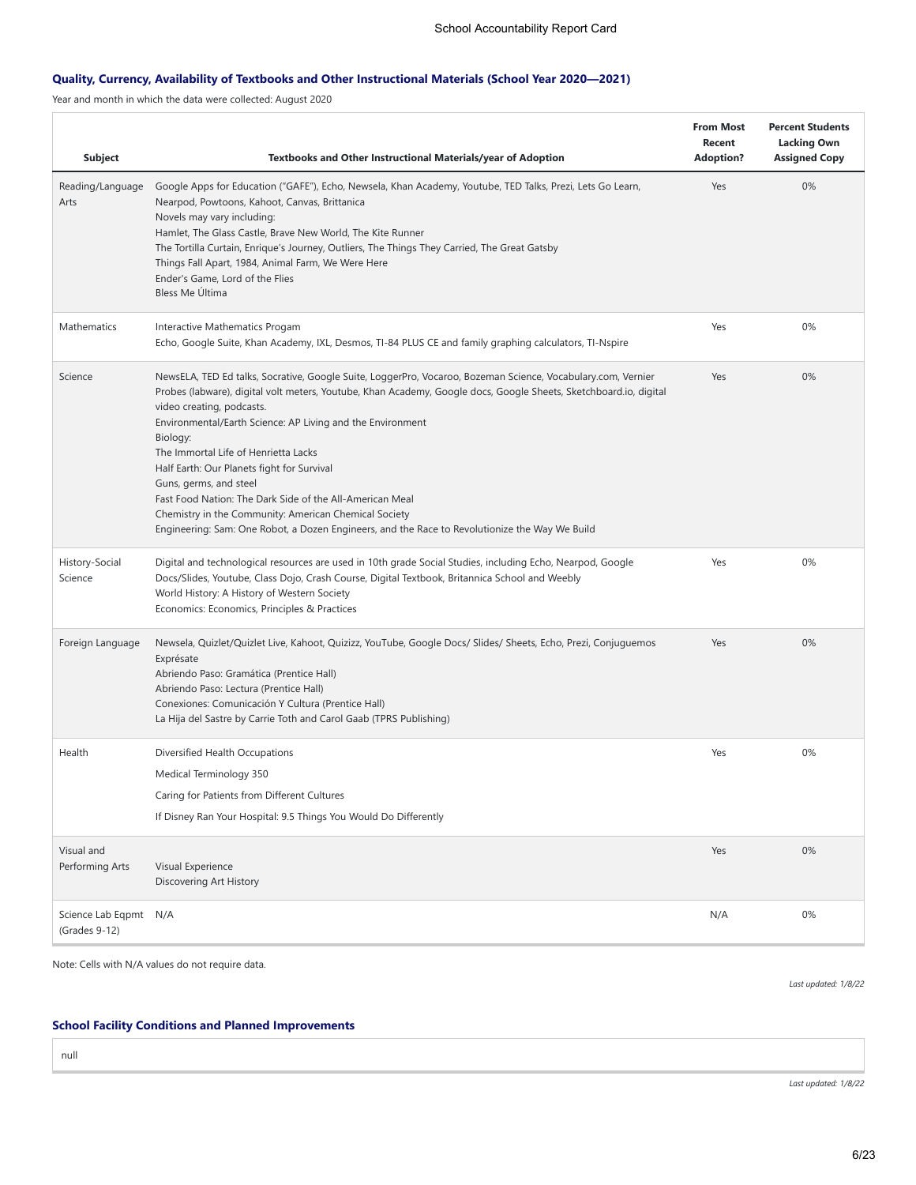### Quality, Currency, Availability of Textbooks and Other Instructional Materials (School Year 2020—2021)

Year and month in which the data were collected: August 2020

| Subject | Textbooks and Other Instructional Materials/year of Adoption | From Most Recent Adoption? | Percent Students Lacking Own Assigned Copy |
|---|---|---|---|
| Reading/Language Arts | Google Apps for Education ("GAFE"), Echo, Newsela, Khan Academy, Youtube, TED Talks, Prezi, Lets Go Learn, Nearpod, Powtoons, Kahoot, Canvas, Brittanica<br>Novels may vary including:<br>Hamlet, The Glass Castle, Brave New World, The Kite Runner<br>The Tortilla Curtain, Enrique's Journey, Outliers, The Things They Carried, The Great Gatsby<br>Things Fall Apart, 1984, Animal Farm, We Were Here<br>Ender's Game, Lord of the Flies<br>Bless Me Última | Yes | 0% |
| Mathematics | Interactive Mathematics Progam<br>Echo, Google Suite, Khan Academy, IXL, Desmos, TI-84 PLUS CE and family graphing calculators, TI-Nspire | Yes | 0% |
| Science | NewsELA, TED Ed talks, Socrative, Google Suite, LoggerPro, Vocaroo, Bozeman Science, Vocabulary.com, Vernier Probes (labware), digital volt meters, Youtube, Khan Academy, Google docs, Google Sheets, Sketchboard.io, digital video creating, podcasts.<br>Environmental/Earth Science: AP Living and the Environment<br>Biology:<br>The Immortal Life of Henrietta Lacks<br>Half Earth: Our Planets fight for Survival<br>Guns, germs, and steel<br>Fast Food Nation: The Dark Side of the All-American Meal<br>Chemistry in the Community: American Chemical Society<br>Engineering: Sam: One Robot, a Dozen Engineers, and the Race to Revolutionize the Way We Build | Yes | 0% |
| History-Social Science | Digital and technological resources are used in 10th grade Social Studies, including Echo, Nearpod, Google Docs/Slides, Youtube, Class Dojo, Crash Course, Digital Textbook, Britannica School and Weebly<br>World History: A History of Western Society<br>Economics: Economics, Principles & Practices | Yes | 0% |
| Foreign Language | Newsela, Quizlet/Quizlet Live, Kahoot, Quizizz, YouTube, Google Docs/ Slides/ Sheets, Echo, Prezi, Conjuguemos Exprésate<br>Abriendo Paso: Gramática (Prentice Hall)<br>Abriendo Paso: Lectura (Prentice Hall)<br>Conexiones: Comunicación Y Cultura (Prentice Hall)<br>La Hija del Sastre by Carrie Toth and Carol Gaab (TPRS Publishing) | Yes | 0% |
| Health | Diversified Health Occupations<br>Medical Terminology 350<br>Caring for Patients from Different Cultures<br>If Disney Ran Your Hospital: 9.5 Things You Would Do Differently | Yes | 0% |
| Visual and Performing Arts | Visual Experience<br>Discovering Art History | Yes | 0% |
| Science Lab Eqpmt (Grades 9-12) | N/A | N/A | 0% |

Note: Cells with N/A values do not require data.

*Last updated: 1/8/22*

### School Facility Conditions and Planned Improvements

null

*Last updated: 1/8/22*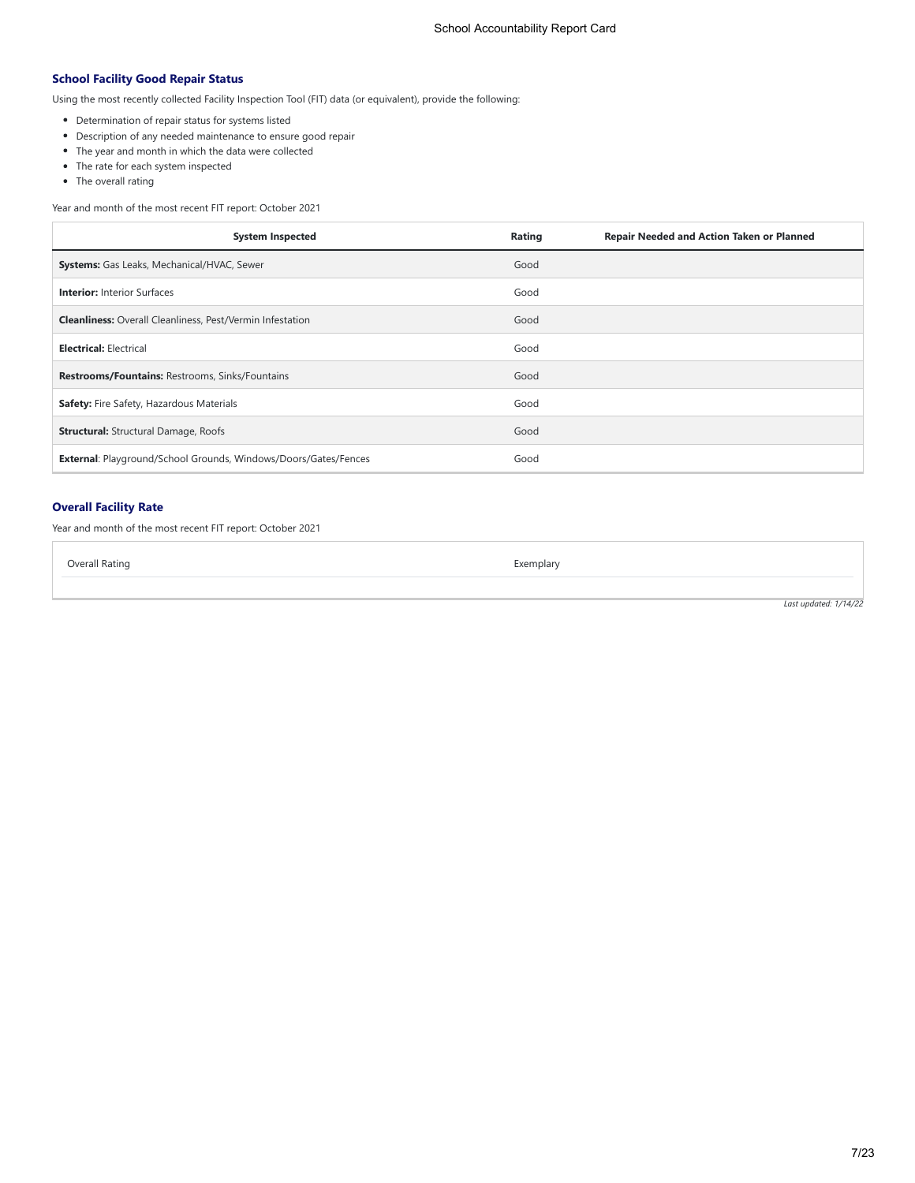### School Facility Good Repair Status

Using the most recently collected Facility Inspection Tool (FIT) data (or equivalent), provide the following:

- Determination of repair status for systems listed
- Description of any needed maintenance to ensure good repair
- The year and month in which the data were collected
- The rate for each system inspected
- The overall rating

Year and month of the most recent FIT report: October 2021

| System Inspected | Rating | Repair Needed and Action Taken or Planned |
|---|---|---|
| **Systems:** Gas Leaks, Mechanical/HVAC, Sewer | Good | |
| **Interior:** Interior Surfaces | Good | |
| **Cleanliness:** Overall Cleanliness, Pest/Vermin Infestation | Good | |
| **Electrical:** Electrical | Good | |
| **Restrooms/Fountains:** Restrooms, Sinks/Fountains | Good | |
| **Safety:** Fire Safety, Hazardous Materials | Good | |
| **Structural:** Structural Damage, Roofs | Good | |
| **External**: Playground/School Grounds, Windows/Doors/Gates/Fences | Good | |

### Overall Facility Rate

Year and month of the most recent FIT report: October 2021

| | |
|---|---|
| Overall Rating | Exemplary |

*Last updated: 1/14/22*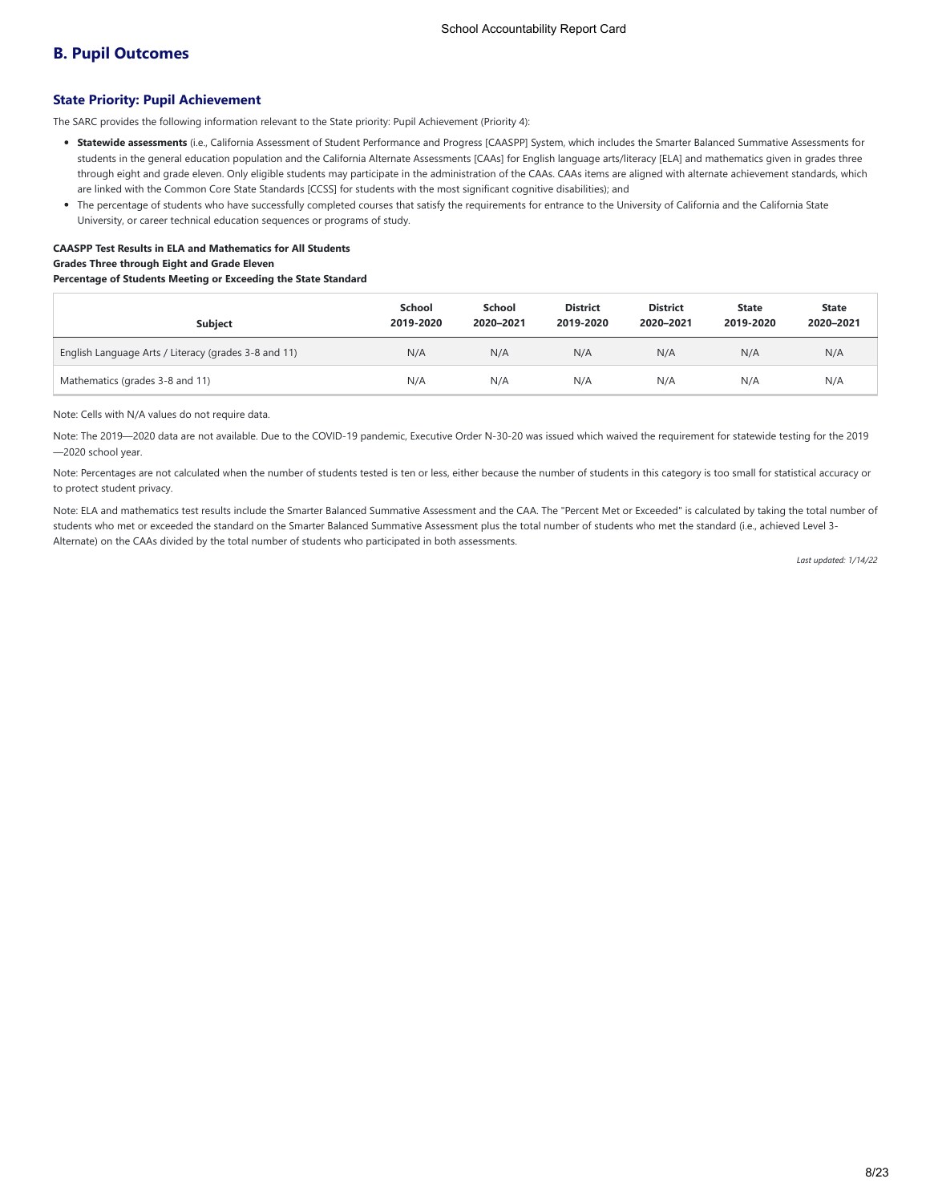## B. Pupil Outcomes

### State Priority: Pupil Achievement

The SARC provides the following information relevant to the State priority: Pupil Achievement (Priority 4):

- **Statewide assessments** (i.e., California Assessment of Student Performance and Progress [CAASPP] System, which includes the Smarter Balanced Summative Assessments for students in the general education population and the California Alternate Assessments [CAAs] for English language arts/literacy [ELA] and mathematics given in grades three through eight and grade eleven. Only eligible students may participate in the administration of the CAAs. CAAs items are aligned with alternate achievement standards, which are linked with the Common Core State Standards [CCSS] for students with the most significant cognitive disabilities); and
- The percentage of students who have successfully completed courses that satisfy the requirements for entrance to the University of California and the California State University, or career technical education sequences or programs of study.

**CAASPP Test Results in ELA and Mathematics for All Students**
**Grades Three through Eight and Grade Eleven**
**Percentage of Students Meeting or Exceeding the State Standard**

| Subject | School 2019-2020 | School 2020–2021 | District 2019-2020 | District 2020–2021 | State 2019-2020 | State 2020–2021 |
|---|---|---|---|---|---|---|
| English Language Arts / Literacy (grades 3-8 and 11) | N/A | N/A | N/A | N/A | N/A | N/A |
| Mathematics (grades 3-8 and 11) | N/A | N/A | N/A | N/A | N/A | N/A |

Note: Cells with N/A values do not require data.

Note: The 2019—2020 data are not available. Due to the COVID-19 pandemic, Executive Order N-30-20 was issued which waived the requirement for statewide testing for the 2019—2020 school year.

Note: Percentages are not calculated when the number of students tested is ten or less, either because the number of students in this category is too small for statistical accuracy or to protect student privacy.

Note: ELA and mathematics test results include the Smarter Balanced Summative Assessment and the CAA. The "Percent Met or Exceeded" is calculated by taking the total number of students who met or exceeded the standard on the Smarter Balanced Summative Assessment plus the total number of students who met the standard (i.e., achieved Level 3-Alternate) on the CAAs divided by the total number of students who participated in both assessments.

*Last updated: 1/14/22*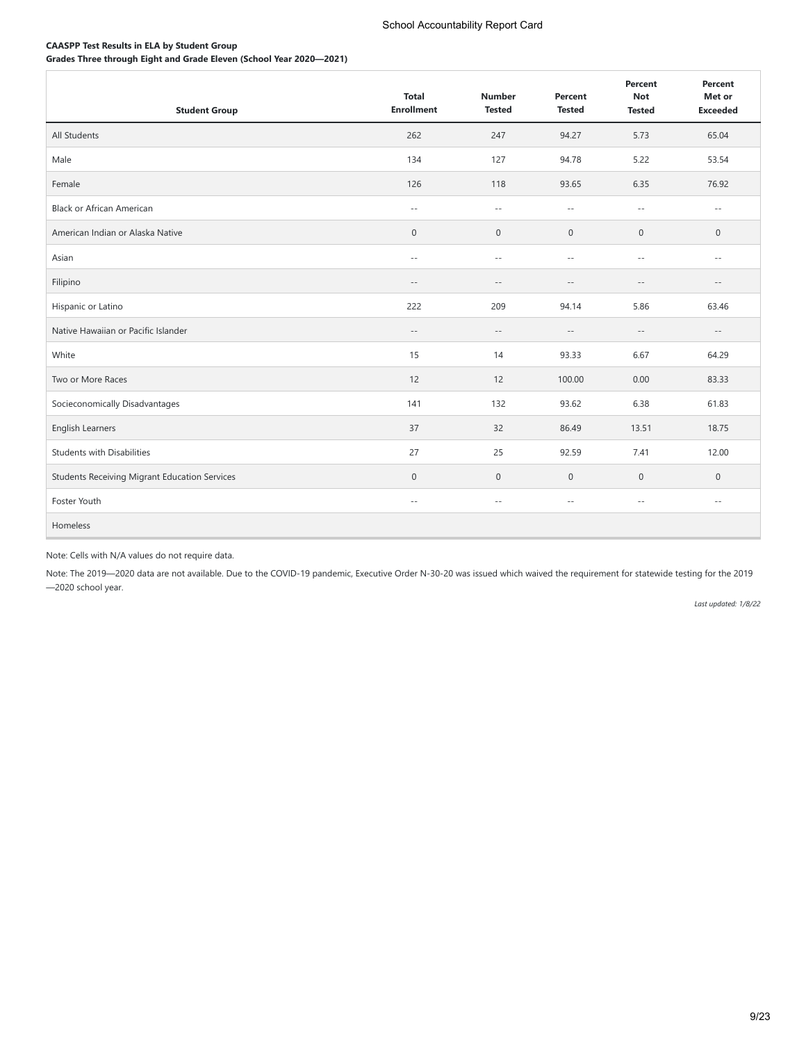**CAASPP Test Results in ELA by Student Group**
**Grades Three through Eight and Grade Eleven (School Year 2020—2021)**

| Student Group | Total Enrollment | Number Tested | Percent Tested | Percent Not Tested | Percent Met or Exceeded |
|---|---|---|---|---|---|
| All Students | 262 | 247 | 94.27 | 5.73 | 65.04 |
| Male | 134 | 127 | 94.78 | 5.22 | 53.54 |
| Female | 126 | 118 | 93.65 | 6.35 | 76.92 |
| Black or African American | -- | -- | -- | -- | -- |
| American Indian or Alaska Native | 0 | 0 | 0 | 0 | 0 |
| Asian | -- | -- | -- | -- | -- |
| Filipino | -- | -- | -- | -- | -- |
| Hispanic or Latino | 222 | 209 | 94.14 | 5.86 | 63.46 |
| Native Hawaiian or Pacific Islander | -- | -- | -- | -- | -- |
| White | 15 | 14 | 93.33 | 6.67 | 64.29 |
| Two or More Races | 12 | 12 | 100.00 | 0.00 | 83.33 |
| Socieconomically Disadvantages | 141 | 132 | 93.62 | 6.38 | 61.83 |
| English Learners | 37 | 32 | 86.49 | 13.51 | 18.75 |
| Students with Disabilities | 27 | 25 | 92.59 | 7.41 | 12.00 |
| Students Receiving Migrant Education Services | 0 | 0 | 0 | 0 | 0 |
| Foster Youth | -- | -- | -- | -- | -- |
| Homeless | | | | | |

Note: Cells with N/A values do not require data.

Note: The 2019—2020 data are not available. Due to the COVID-19 pandemic, Executive Order N-30-20 was issued which waived the requirement for statewide testing for the 2019—2020 school year.

*Last updated: 1/8/22*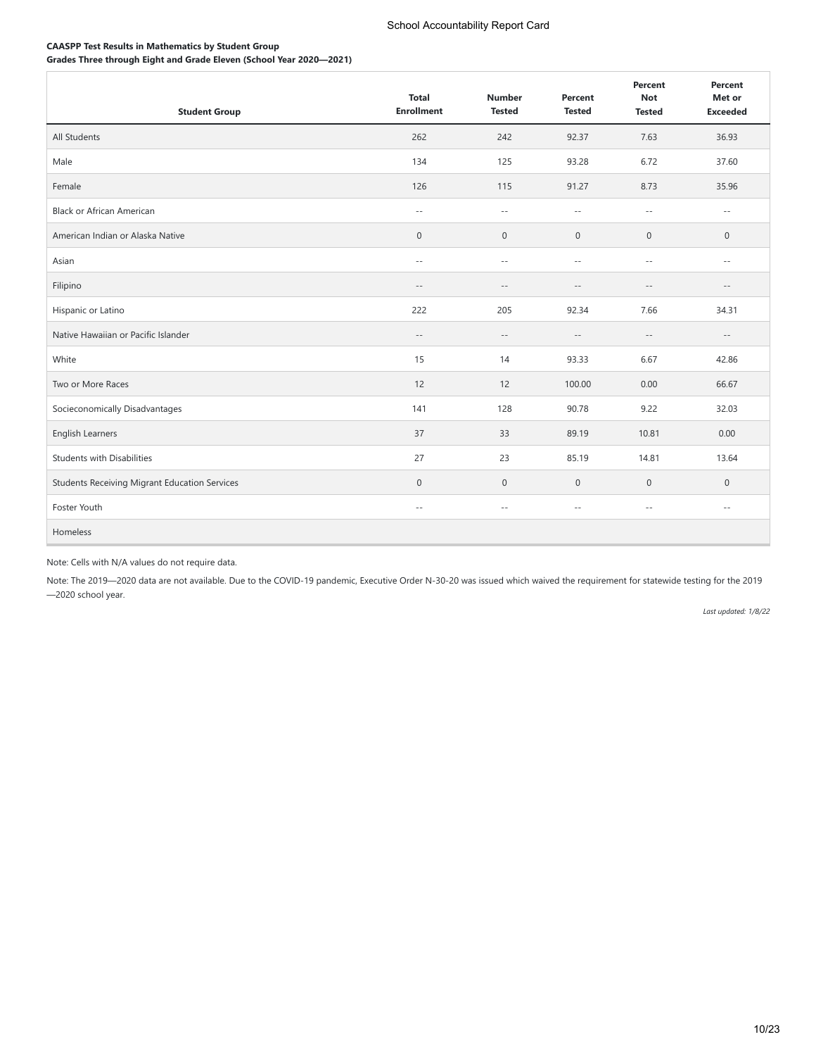**CAASPP Test Results in Mathematics by Student Group**
**Grades Three through Eight and Grade Eleven (School Year 2020—2021)**

| Student Group | Total Enrollment | Number Tested | Percent Tested | Percent Not Tested | Percent Met or Exceeded |
|---|---|---|---|---|---|
| All Students | 262 | 242 | 92.37 | 7.63 | 36.93 |
| Male | 134 | 125 | 93.28 | 6.72 | 37.60 |
| Female | 126 | 115 | 91.27 | 8.73 | 35.96 |
| Black or African American | -- | -- | -- | -- | -- |
| American Indian or Alaska Native | 0 | 0 | 0 | 0 | 0 |
| Asian | -- | -- | -- | -- | -- |
| Filipino | -- | -- | -- | -- | -- |
| Hispanic or Latino | 222 | 205 | 92.34 | 7.66 | 34.31 |
| Native Hawaiian or Pacific Islander | -- | -- | -- | -- | -- |
| White | 15 | 14 | 93.33 | 6.67 | 42.86 |
| Two or More Races | 12 | 12 | 100.00 | 0.00 | 66.67 |
| Socieconomically Disadvantages | 141 | 128 | 90.78 | 9.22 | 32.03 |
| English Learners | 37 | 33 | 89.19 | 10.81 | 0.00 |
| Students with Disabilities | 27 | 23 | 85.19 | 14.81 | 13.64 |
| Students Receiving Migrant Education Services | 0 | 0 | 0 | 0 | 0 |
| Foster Youth | -- | -- | -- | -- | -- |
| Homeless | | | | | |

Note: Cells with N/A values do not require data.

Note: The 2019—2020 data are not available. Due to the COVID-19 pandemic, Executive Order N-30-20 was issued which waived the requirement for statewide testing for the 2019—2020 school year.

*Last updated: 1/8/22*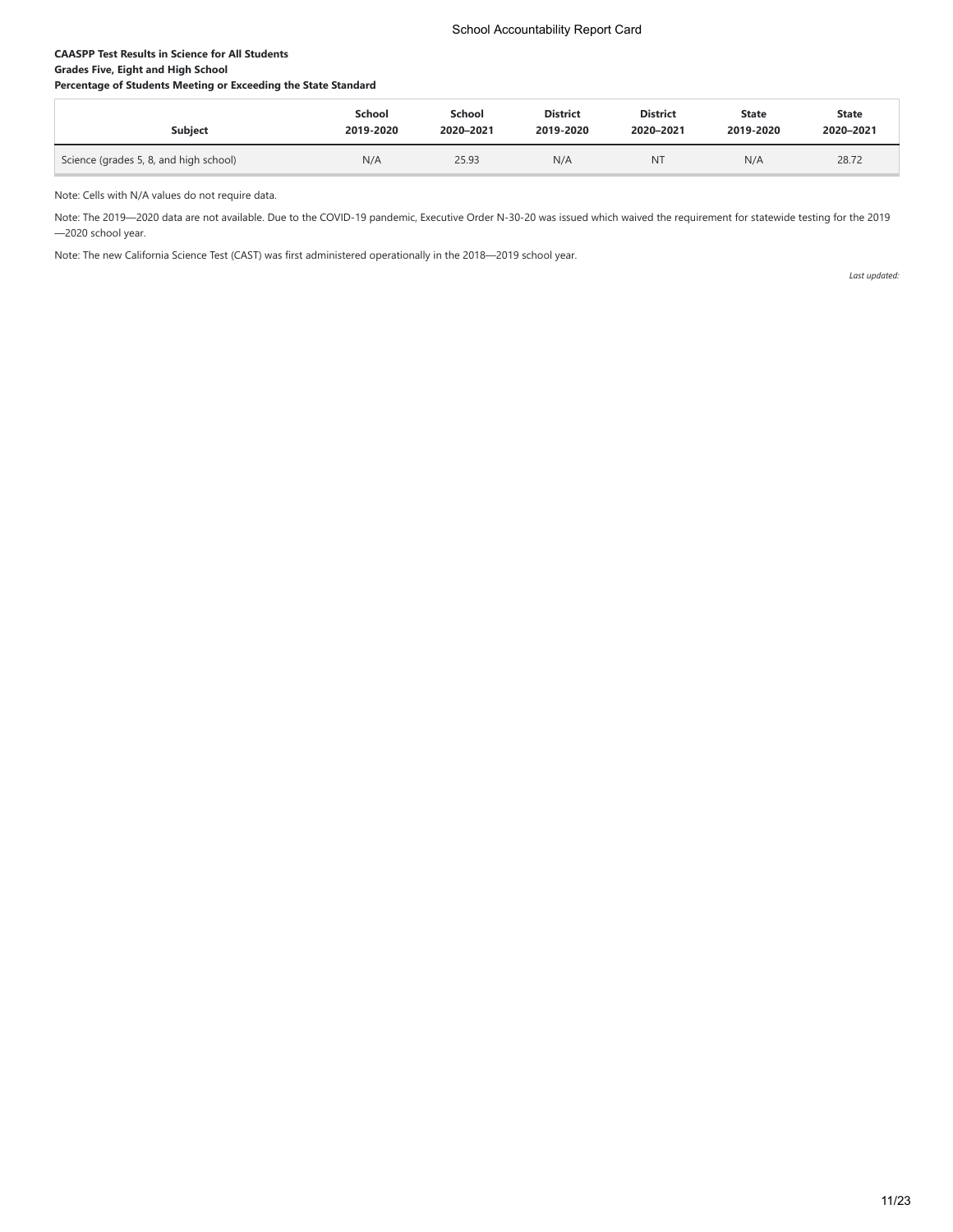**CAASPP Test Results in Science for All Students**
**Grades Five, Eight and High School**
**Percentage of Students Meeting or Exceeding the State Standard**

| Subject | School 2019-2020 | School 2020–2021 | District 2019-2020 | District 2020–2021 | State 2019-2020 | State 2020–2021 |
|---|---|---|---|---|---|---|
| Science (grades 5, 8, and high school) | N/A | 25.93 | N/A | NT | N/A | 28.72 |

Note: Cells with N/A values do not require data.

Note: The 2019—2020 data are not available. Due to the COVID-19 pandemic, Executive Order N-30-20 was issued which waived the requirement for statewide testing for the 2019—2020 school year.

Note: The new California Science Test (CAST) was first administered operationally in the 2018—2019 school year.

*Last updated:*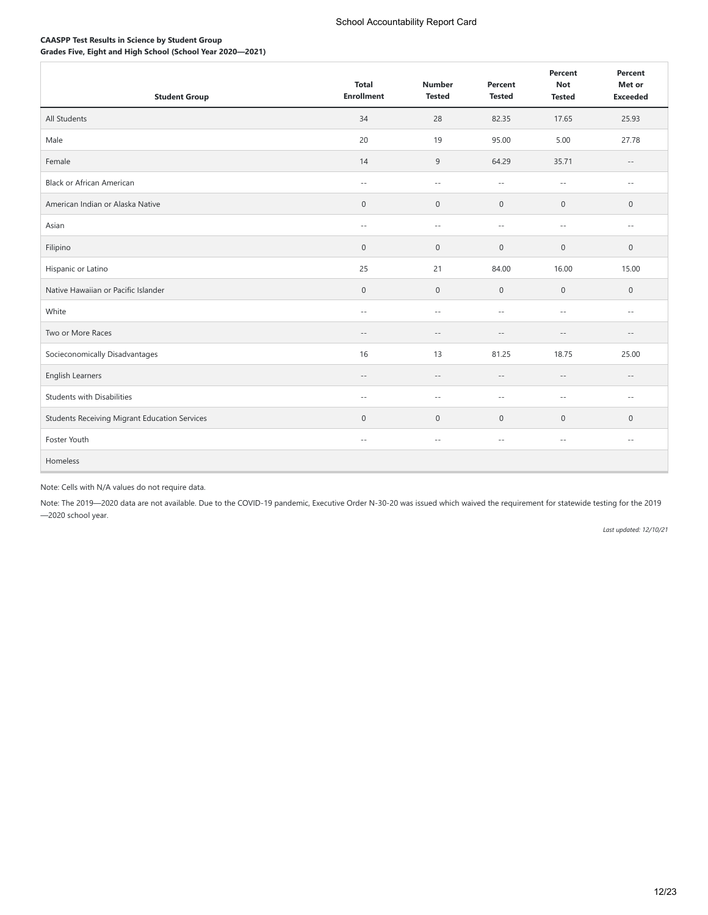**CAASPP Test Results in Science by Student Group**
**Grades Five, Eight and High School (School Year 2020—2021)**

| Student Group | Total Enrollment | Number Tested | Percent Tested | Percent Not Tested | Percent Met or Exceeded |
|---|---|---|---|---|---|
| All Students | 34 | 28 | 82.35 | 17.65 | 25.93 |
| Male | 20 | 19 | 95.00 | 5.00 | 27.78 |
| Female | 14 | 9 | 64.29 | 35.71 | -- |
| Black or African American | -- | -- | -- | -- | -- |
| American Indian or Alaska Native | 0 | 0 | 0 | 0 | 0 |
| Asian | -- | -- | -- | -- | -- |
| Filipino | 0 | 0 | 0 | 0 | 0 |
| Hispanic or Latino | 25 | 21 | 84.00 | 16.00 | 15.00 |
| Native Hawaiian or Pacific Islander | 0 | 0 | 0 | 0 | 0 |
| White | -- | -- | -- | -- | -- |
| Two or More Races | -- | -- | -- | -- | -- |
| Socieconomically Disadvantages | 16 | 13 | 81.25 | 18.75 | 25.00 |
| English Learners | -- | -- | -- | -- | -- |
| Students with Disabilities | -- | -- | -- | -- | -- |
| Students Receiving Migrant Education Services | 0 | 0 | 0 | 0 | 0 |
| Foster Youth | -- | -- | -- | -- | -- |
| Homeless | | | | | |

Note: Cells with N/A values do not require data.

Note: The 2019—2020 data are not available. Due to the COVID-19 pandemic, Executive Order N-30-20 was issued which waived the requirement for statewide testing for the 2019—2020 school year.

*Last updated: 12/10/21*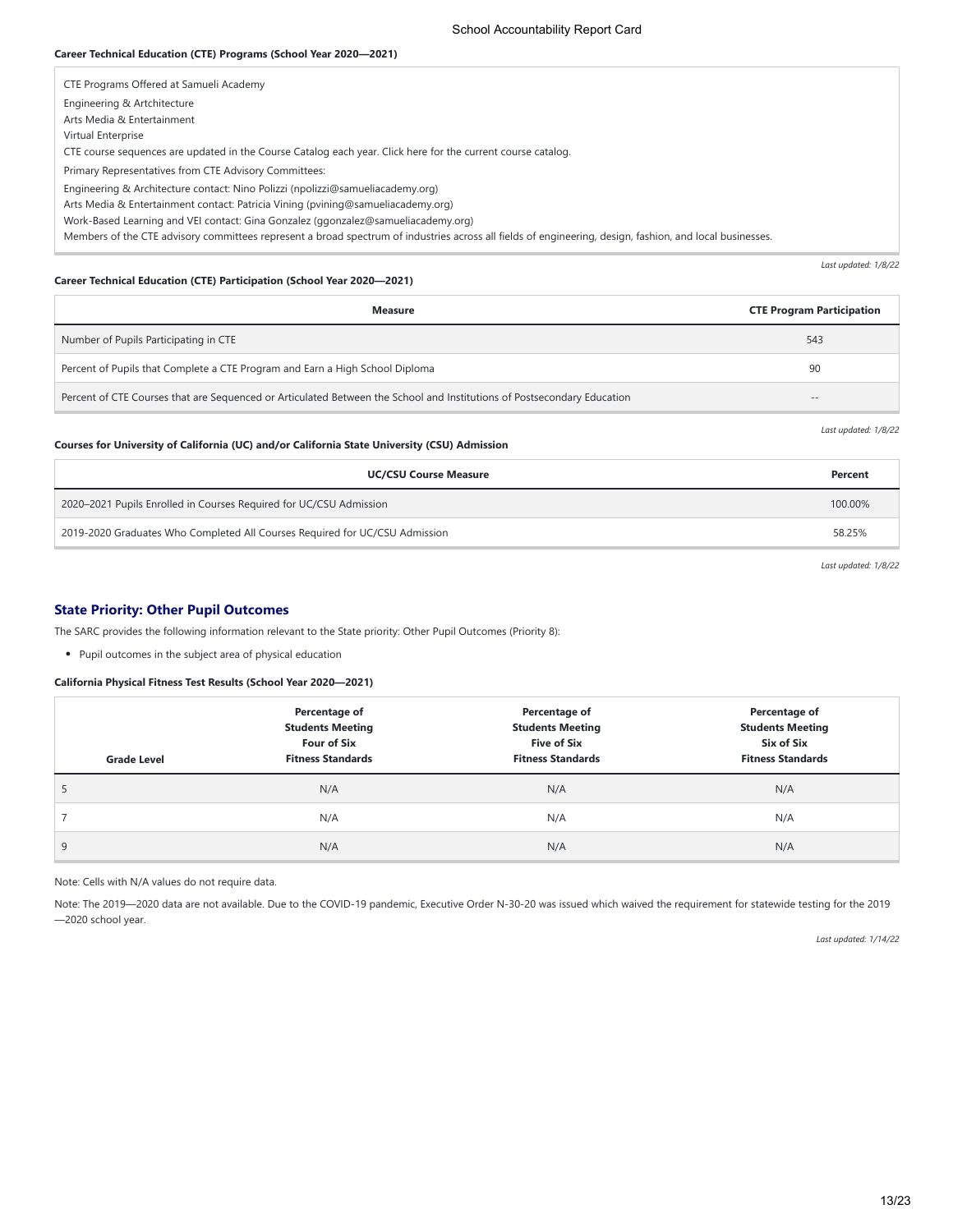#### Career Technical Education (CTE) Programs (School Year 2020—2021)

CTE Programs Offered at Samueli Academy

Engineering & Artchitecture

Arts Media & Entertainment

Virtual Enterprise

CTE course sequences are updated in the Course Catalog each year. Click here for the current course catalog.

Primary Representatives from CTE Advisory Committees:

Engineering & Architecture contact: Nino Polizzi (npolizzi@samueliacademy.org)

Arts Media & Entertainment contact: Patricia Vining (pvining@samueliacademy.org)

Work-Based Learning and VEI contact: Gina Gonzalez (ggonzalez@samueliacademy.org)

Members of the CTE advisory committees represent a broad spectrum of industries across all fields of engineering, design, fashion, and local businesses.

*Last updated: 1/8/22*

#### Career Technical Education (CTE) Participation (School Year 2020—2021)

| Measure | CTE Program Participation |
| --- | --- |
| Number of Pupils Participating in CTE | 543 |
| Percent of Pupils that Complete a CTE Program and Earn a High School Diploma | 90 |
| Percent of CTE Courses that are Sequenced or Articulated Between the School and Institutions of Postsecondary Education | -- |

*Last updated: 1/8/22*

#### Courses for University of California (UC) and/or California State University (CSU) Admission

| UC/CSU Course Measure | Percent |
| --- | --- |
| 2020–2021 Pupils Enrolled in Courses Required for UC/CSU Admission | 100.00% |
| 2019-2020 Graduates Who Completed All Courses Required for UC/CSU Admission | 58.25% |

*Last updated: 1/8/22*

## State Priority: Other Pupil Outcomes

The SARC provides the following information relevant to the State priority: Other Pupil Outcomes (Priority 8):

- Pupil outcomes in the subject area of physical education

#### California Physical Fitness Test Results (School Year 2020—2021)

| Grade Level | Percentage of Students Meeting Four of Six Fitness Standards | Percentage of Students Meeting Five of Six Fitness Standards | Percentage of Students Meeting Six of Six Fitness Standards |
| --- | --- | --- | --- |
| 5 | N/A | N/A | N/A |
| 7 | N/A | N/A | N/A |
| 9 | N/A | N/A | N/A |

Note: Cells with N/A values do not require data.

Note: The 2019—2020 data are not available. Due to the COVID-19 pandemic, Executive Order N-30-20 was issued which waived the requirement for statewide testing for the 2019—2020 school year.

*Last updated: 1/14/22*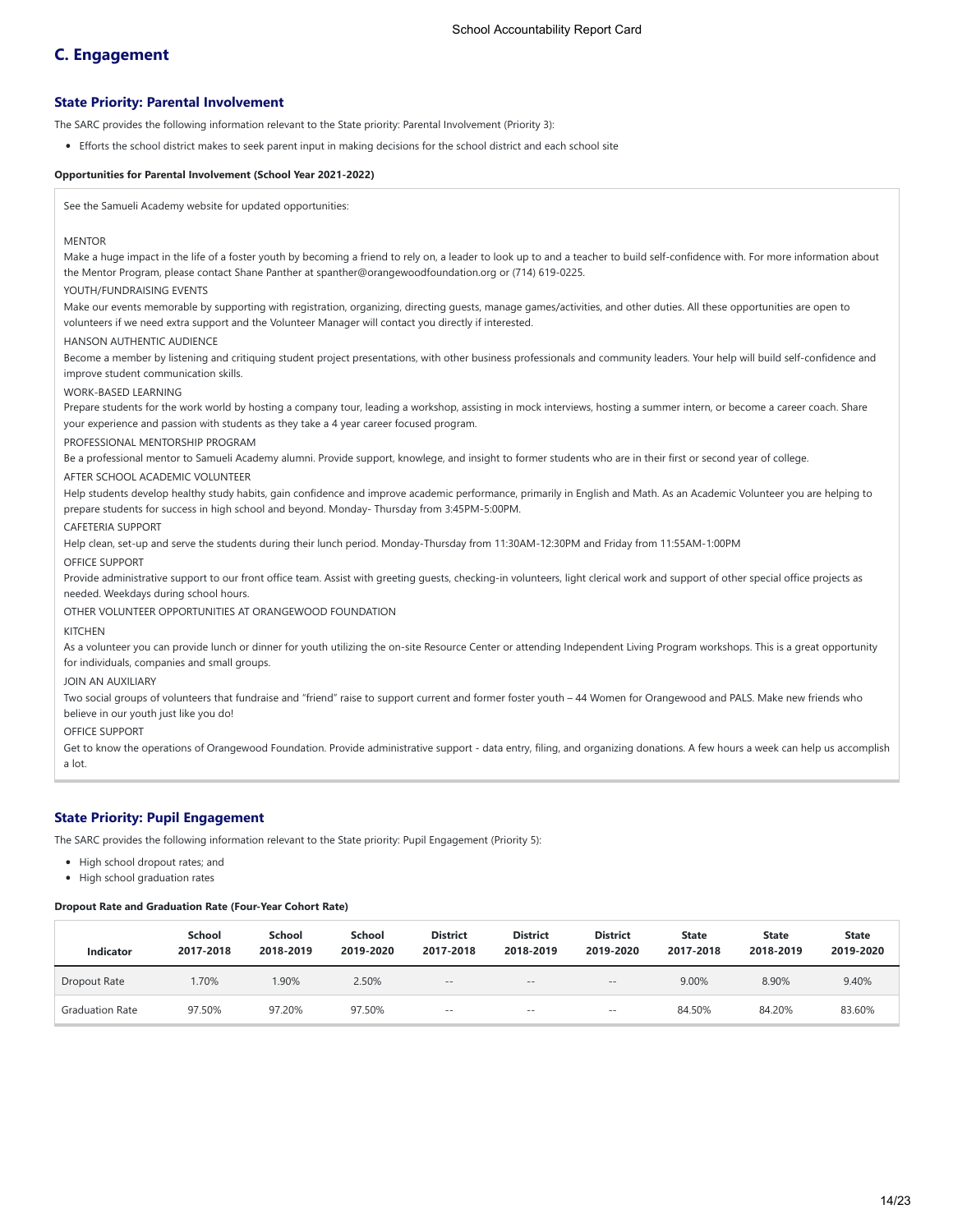## C. Engagement

### State Priority: Parental Involvement

The SARC provides the following information relevant to the State priority: Parental Involvement (Priority 3):

- Efforts the school district makes to seek parent input in making decisions for the school district and each school site

**Opportunities for Parental Involvement (School Year 2021-2022)**

See the Samueli Academy website for updated opportunities:

MENTOR

Make a huge impact in the life of a foster youth by becoming a friend to rely on, a leader to look up to and a teacher to build self-confidence with. For more information about the Mentor Program, please contact Shane Panther at spanther@orangewoodfoundation.org or (714) 619-0225.

YOUTH/FUNDRAISING EVENTS

Make our events memorable by supporting with registration, organizing, directing guests, manage games/activities, and other duties. All these opportunities are open to volunteers if we need extra support and the Volunteer Manager will contact you directly if interested.

HANSON AUTHENTIC AUDIENCE

Become a member by listening and critiquing student project presentations, with other business professionals and community leaders. Your help will build self-confidence and improve student communication skills.

WORK-BASED LEARNING

Prepare students for the work world by hosting a company tour, leading a workshop, assisting in mock interviews, hosting a summer intern, or become a career coach. Share your experience and passion with students as they take a 4 year career focused program.

PROFESSIONAL MENTORSHIP PROGRAM

Be a professional mentor to Samueli Academy alumni. Provide support, knowlege, and insight to former students who are in their first or second year of college.

AFTER SCHOOL ACADEMIC VOLUNTEER

Help students develop healthy study habits, gain confidence and improve academic performance, primarily in English and Math. As an Academic Volunteer you are helping to prepare students for success in high school and beyond. Monday- Thursday from 3:45PM-5:00PM.

CAFETERIA SUPPORT

Help clean, set-up and serve the students during their lunch period. Monday-Thursday from 11:30AM-12:30PM and Friday from 11:55AM-1:00PM

OFFICE SUPPORT

Provide administrative support to our front office team. Assist with greeting guests, checking-in volunteers, light clerical work and support of other special office projects as needed. Weekdays during school hours.

OTHER VOLUNTEER OPPORTUNITIES AT ORANGEWOOD FOUNDATION

KITCHEN

As a volunteer you can provide lunch or dinner for youth utilizing the on-site Resource Center or attending Independent Living Program workshops. This is a great opportunity for individuals, companies and small groups.

JOIN AN AUXILIARY

Two social groups of volunteers that fundraise and "friend" raise to support current and former foster youth – 44 Women for Orangewood and PALS. Make new friends who believe in our youth just like you do!

OFFICE SUPPORT

Get to know the operations of Orangewood Foundation. Provide administrative support - data entry, filing, and organizing donations. A few hours a week can help us accomplish a lot.

### State Priority: Pupil Engagement

The SARC provides the following information relevant to the State priority: Pupil Engagement (Priority 5):

- High school dropout rates; and
- High school graduation rates

**Dropout Rate and Graduation Rate (Four-Year Cohort Rate)**

| Indicator | School 2017-2018 | School 2018-2019 | School 2019-2020 | District 2017-2018 | District 2018-2019 | District 2019-2020 | State 2017-2018 | State 2018-2019 | State 2019-2020 |
|---|---|---|---|---|---|---|---|---|---|
| Dropout Rate | 1.70% | 1.90% | 2.50% | -- | -- | -- | 9.00% | 8.90% | 9.40% |
| Graduation Rate | 97.50% | 97.20% | 97.50% | -- | -- | -- | 84.50% | 84.20% | 83.60% |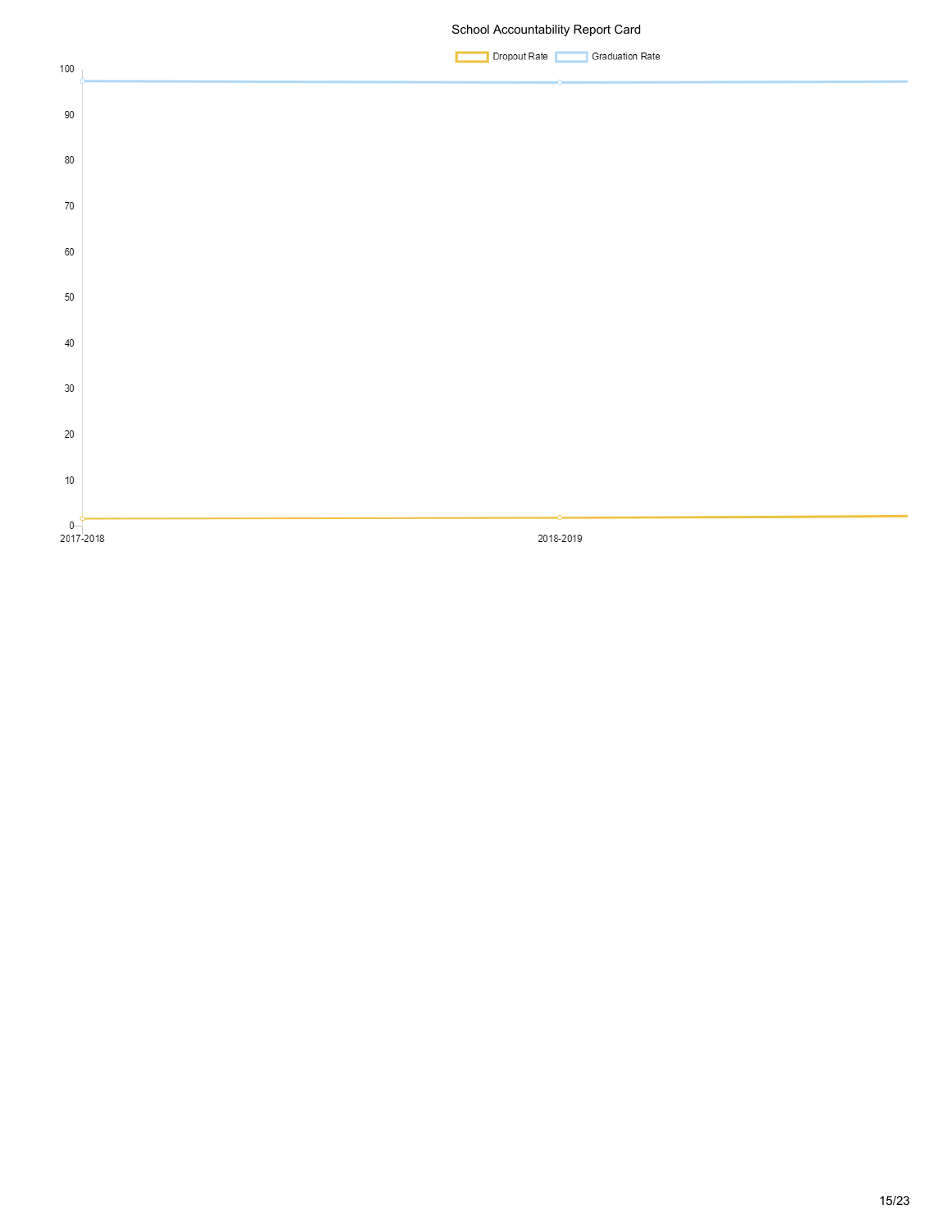School Accountability Report Card

Dropout Rate  Graduation Rate

100
90
80
70
60
50
40
30
20
10
0

2017-2018  2018-2019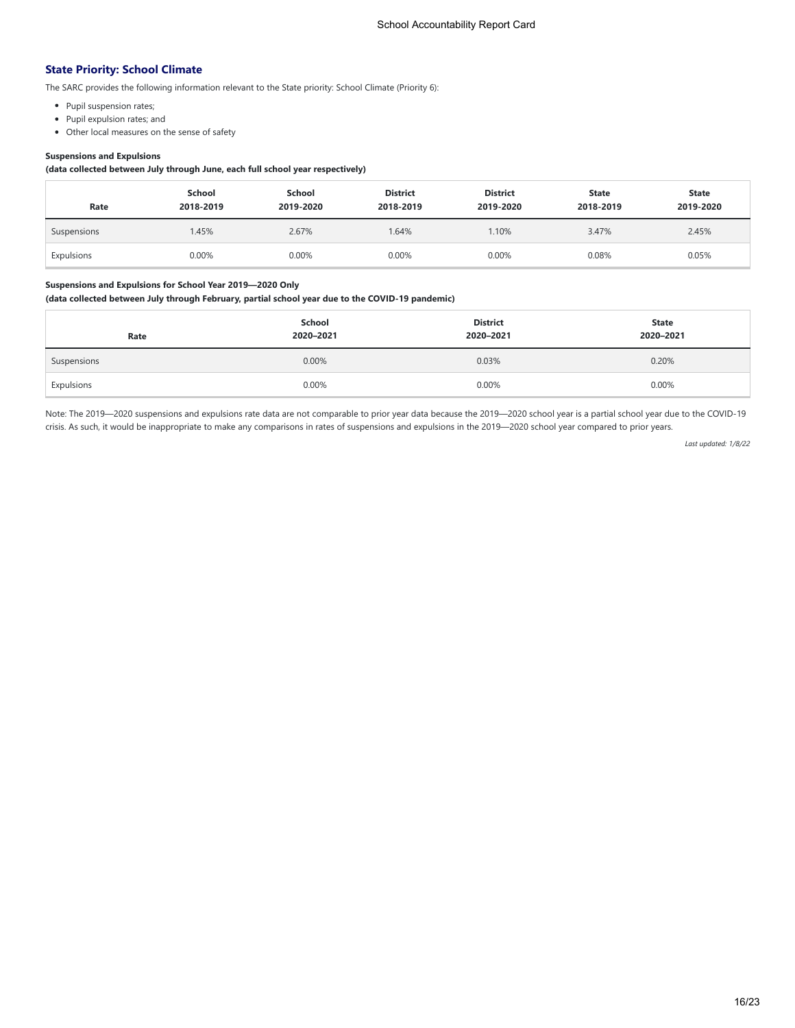## State Priority: School Climate

The SARC provides the following information relevant to the State priority: School Climate (Priority 6):

- Pupil suspension rates;
- Pupil expulsion rates; and
- Other local measures on the sense of safety

**Suspensions and Expulsions**

**(data collected between July through June, each full school year respectively)**

| Rate | School 2018-2019 | School 2019-2020 | District 2018-2019 | District 2019-2020 | State 2018-2019 | State 2019-2020 |
|---|---|---|---|---|---|---|
| Suspensions | 1.45% | 2.67% | 1.64% | 1.10% | 3.47% | 2.45% |
| Expulsions | 0.00% | 0.00% | 0.00% | 0.00% | 0.08% | 0.05% |

**Suspensions and Expulsions for School Year 2019—2020 Only**

**(data collected between July through February, partial school year due to the COVID-19 pandemic)**

| Rate | School 2020–2021 | District 2020–2021 | State 2020–2021 |
|---|---|---|---|
| Suspensions | 0.00% | 0.03% | 0.20% |
| Expulsions | 0.00% | 0.00% | 0.00% |

Note: The 2019—2020 suspensions and expulsions rate data are not comparable to prior year data because the 2019—2020 school year is a partial school year due to the COVID-19 crisis. As such, it would be inappropriate to make any comparisons in rates of suspensions and expulsions in the 2019—2020 school year compared to prior years.

*Last updated: 1/8/22*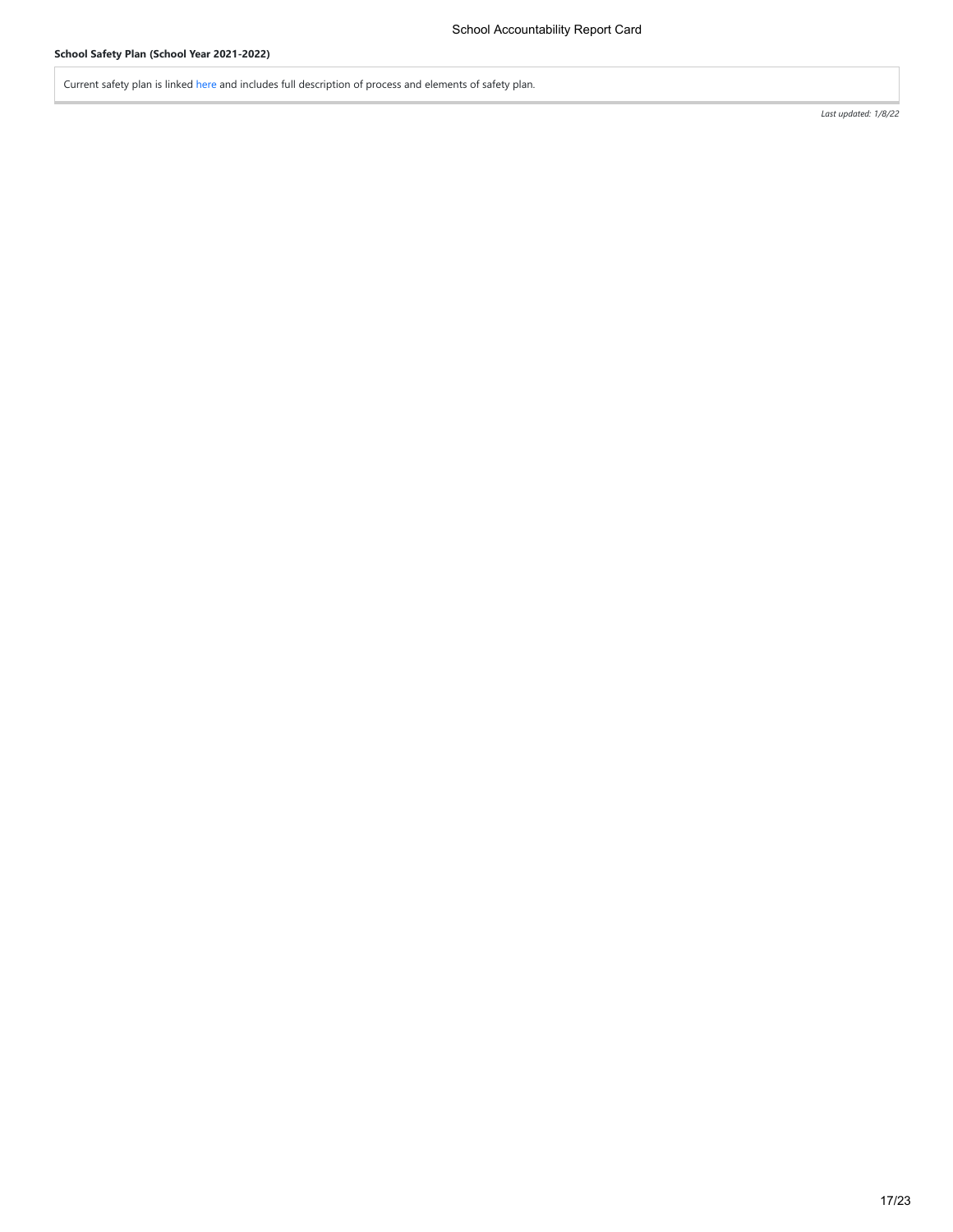**School Safety Plan (School Year 2021-2022)**

Current safety plan is linked here and includes full description of process and elements of safety plan.

*Last updated: 1/8/22*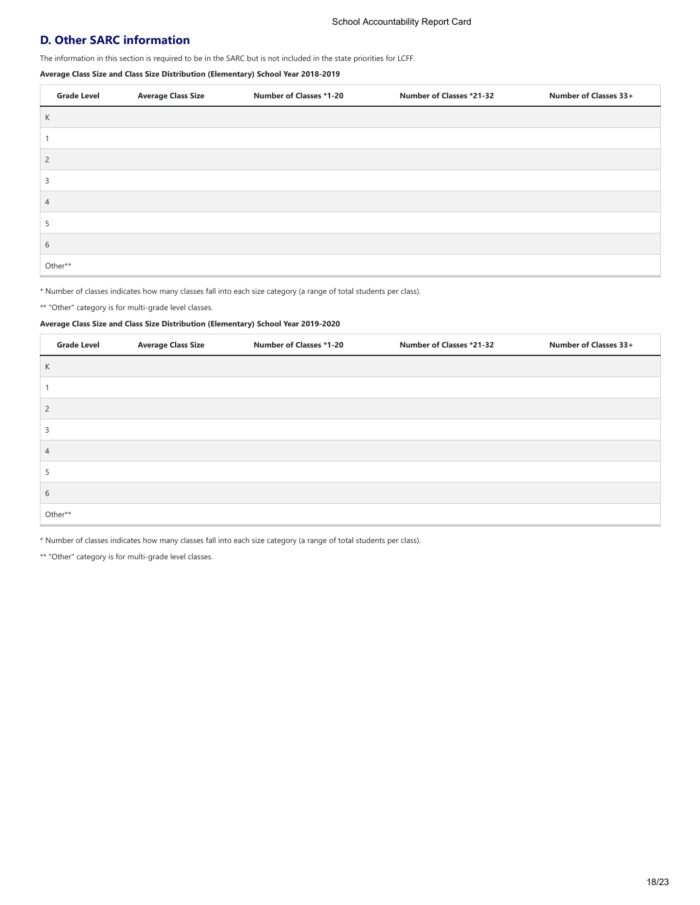## D. Other SARC information

The information in this section is required to be in the SARC but is not included in the state priorities for LCFF.

**Average Class Size and Class Size Distribution (Elementary) School Year 2018-2019**

| Grade Level | Average Class Size | Number of Classes *1-20 | Number of Classes *21-32 | Number of Classes 33+ |
|---|---|---|---|---|
| K | | | | |
| 1 | | | | |
| 2 | | | | |
| 3 | | | | |
| 4 | | | | |
| 5 | | | | |
| 6 | | | | |
| Other** | | | | |

* Number of classes indicates how many classes fall into each size category (a range of total students per class).

** "Other" category is for multi-grade level classes.

**Average Class Size and Class Size Distribution (Elementary) School Year 2019-2020**

| Grade Level | Average Class Size | Number of Classes *1-20 | Number of Classes *21-32 | Number of Classes 33+ |
|---|---|---|---|---|
| K | | | | |
| 1 | | | | |
| 2 | | | | |
| 3 | | | | |
| 4 | | | | |
| 5 | | | | |
| 6 | | | | |
| Other** | | | | |

* Number of classes indicates how many classes fall into each size category (a range of total students per class).

** "Other" category is for multi-grade level classes.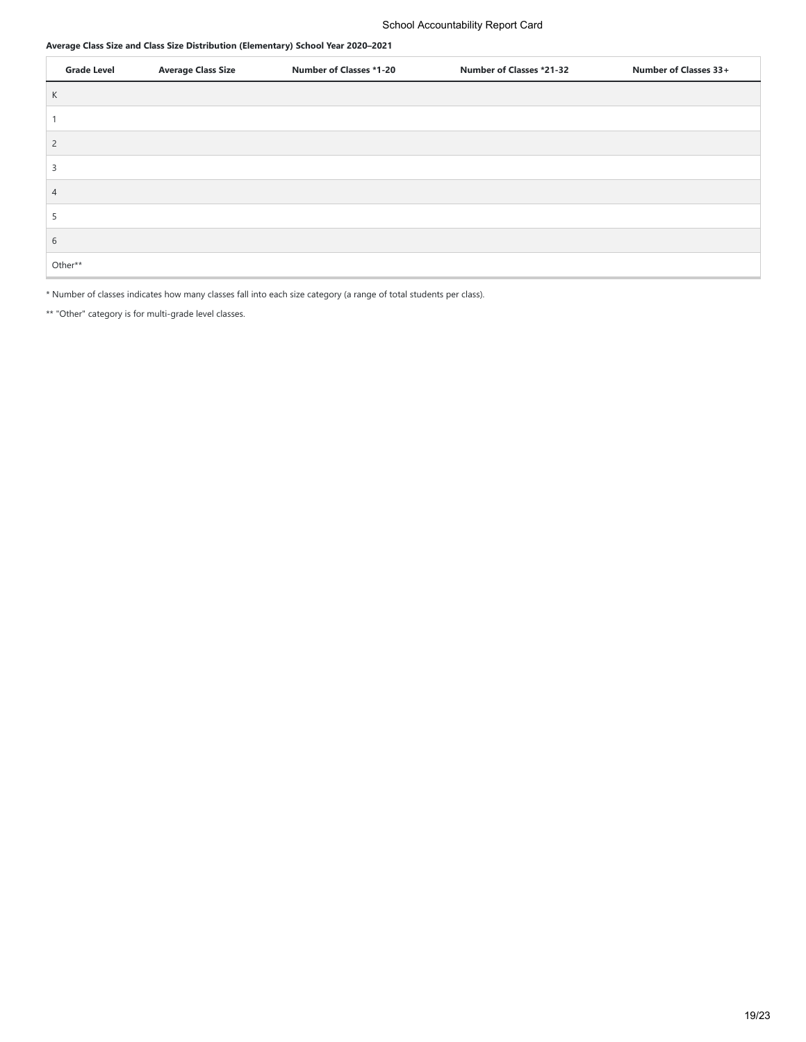**Average Class Size and Class Size Distribution (Elementary) School Year 2020–2021**

| Grade Level | Average Class Size | Number of Classes *1-20 | Number of Classes *21-32 | Number of Classes 33+ |
|---|---|---|---|---|
| K | | | | |
| 1 | | | | |
| 2 | | | | |
| 3 | | | | |
| 4 | | | | |
| 5 | | | | |
| 6 | | | | |
| Other** | | | | |

* Number of classes indicates how many classes fall into each size category (a range of total students per class).

** "Other" category is for multi-grade level classes.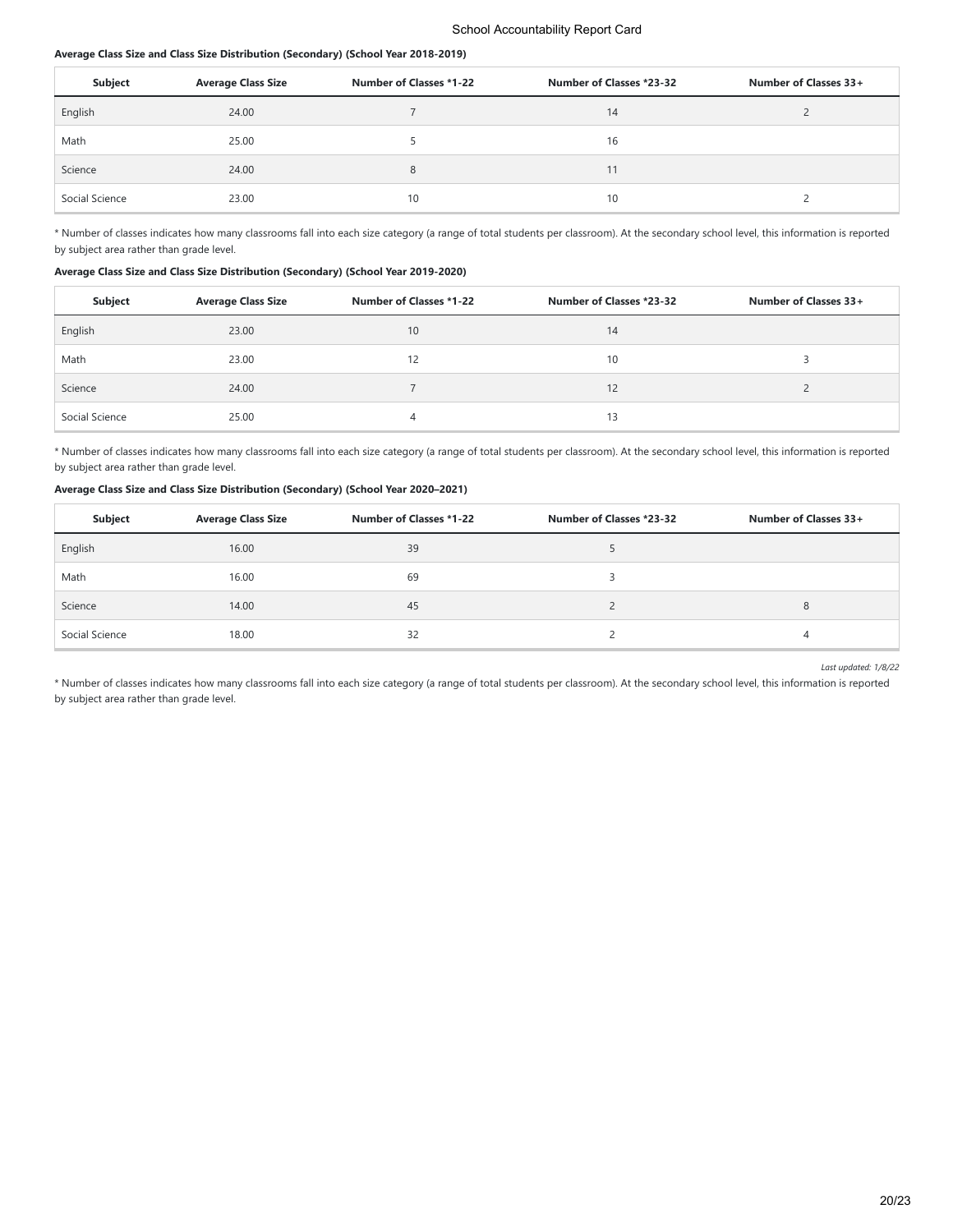**Average Class Size and Class Size Distribution (Secondary) (School Year 2018-2019)**

| Subject | Average Class Size | Number of Classes *1-22 | Number of Classes *23-32 | Number of Classes 33+ |
|---|---|---|---|---|
| English | 24.00 | 7 | 14 | 2 |
| Math | 25.00 | 5 | 16 | |
| Science | 24.00 | 8 | 11 | |
| Social Science | 23.00 | 10 | 10 | 2 |

* Number of classes indicates how many classrooms fall into each size category (a range of total students per classroom). At the secondary school level, this information is reported by subject area rather than grade level.

**Average Class Size and Class Size Distribution (Secondary) (School Year 2019-2020)**

| Subject | Average Class Size | Number of Classes *1-22 | Number of Classes *23-32 | Number of Classes 33+ |
|---|---|---|---|---|
| English | 23.00 | 10 | 14 | |
| Math | 23.00 | 12 | 10 | 3 |
| Science | 24.00 | 7 | 12 | 2 |
| Social Science | 25.00 | 4 | 13 | |

* Number of classes indicates how many classrooms fall into each size category (a range of total students per classroom). At the secondary school level, this information is reported by subject area rather than grade level.

**Average Class Size and Class Size Distribution (Secondary) (School Year 2020–2021)**

| Subject | Average Class Size | Number of Classes *1-22 | Number of Classes *23-32 | Number of Classes 33+ |
|---|---|---|---|---|
| English | 16.00 | 39 | 5 | |
| Math | 16.00 | 69 | 3 | |
| Science | 14.00 | 45 | 2 | 8 |
| Social Science | 18.00 | 32 | 2 | 4 |

*Last updated: 1/8/22*

* Number of classes indicates how many classrooms fall into each size category (a range of total students per classroom). At the secondary school level, this information is reported by subject area rather than grade level.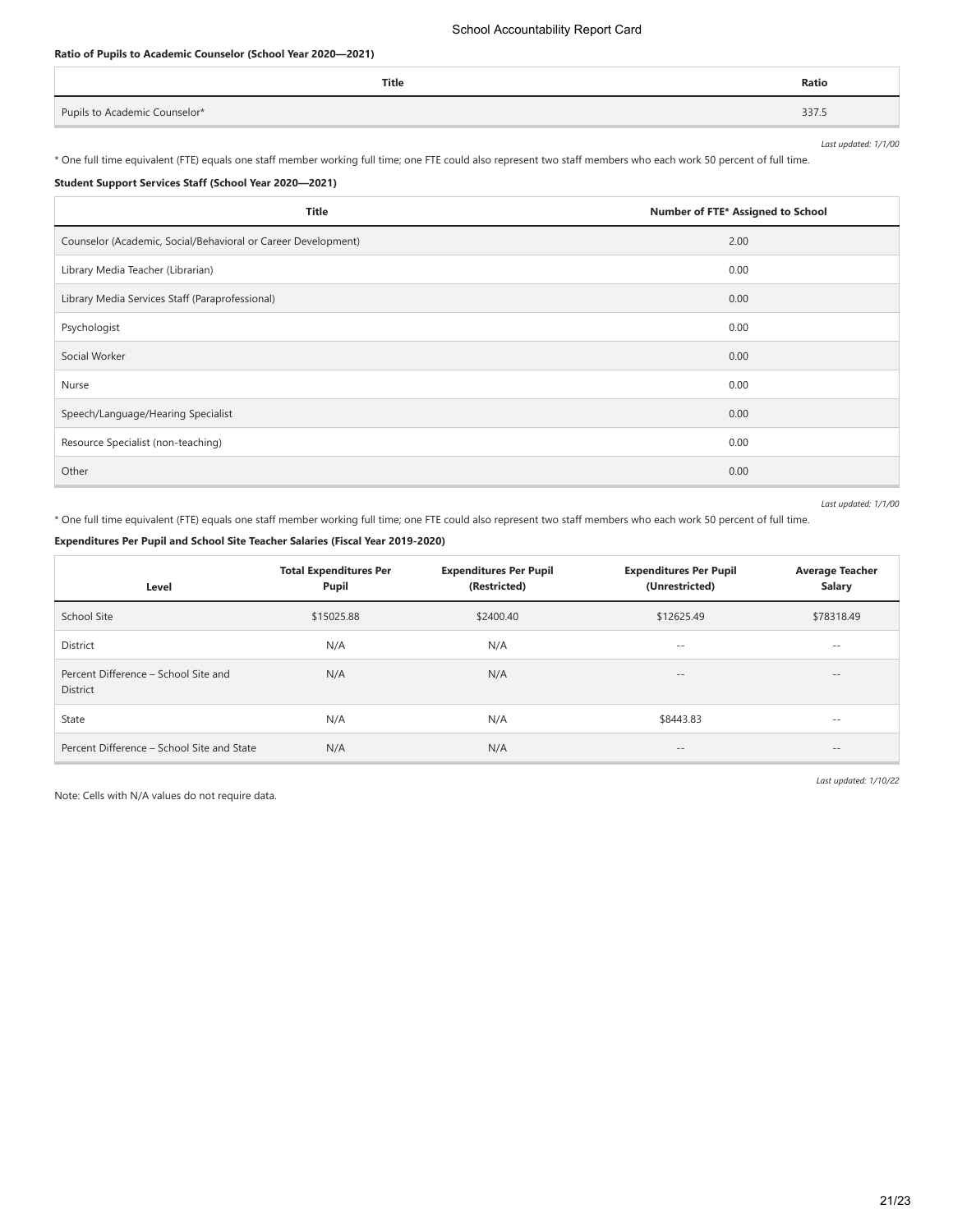**Ratio of Pupils to Academic Counselor (School Year 2020—2021)**

| Title | Ratio |
| --- | --- |
| Pupils to Academic Counselor* | 337.5 |

*Last updated: 1/1/00*

* One full time equivalent (FTE) equals one staff member working full time; one FTE could also represent two staff members who each work 50 percent of full time.

**Student Support Services Staff (School Year 2020—2021)**

| Title | Number of FTE* Assigned to School |
| --- | --- |
| Counselor (Academic, Social/Behavioral or Career Development) | 2.00 |
| Library Media Teacher (Librarian) | 0.00 |
| Library Media Services Staff (Paraprofessional) | 0.00 |
| Psychologist | 0.00 |
| Social Worker | 0.00 |
| Nurse | 0.00 |
| Speech/Language/Hearing Specialist | 0.00 |
| Resource Specialist (non-teaching) | 0.00 |
| Other | 0.00 |

*Last updated: 1/1/00*

* One full time equivalent (FTE) equals one staff member working full time; one FTE could also represent two staff members who each work 50 percent of full time.

**Expenditures Per Pupil and School Site Teacher Salaries (Fiscal Year 2019-2020)**

| Level | Total Expenditures Per Pupil | Expenditures Per Pupil (Restricted) | Expenditures Per Pupil (Unrestricted) | Average Teacher Salary |
| --- | --- | --- | --- | --- |
| School Site | $15025.88 | $2400.40 | $12625.49 | $78318.49 |
| District | N/A | N/A | -- | -- |
| Percent Difference – School Site and District | N/A | N/A | -- | -- |
| State | N/A | N/A | $8443.83 | -- |
| Percent Difference – School Site and State | N/A | N/A | -- | -- |

*Last updated: 1/10/22*

Note: Cells with N/A values do not require data.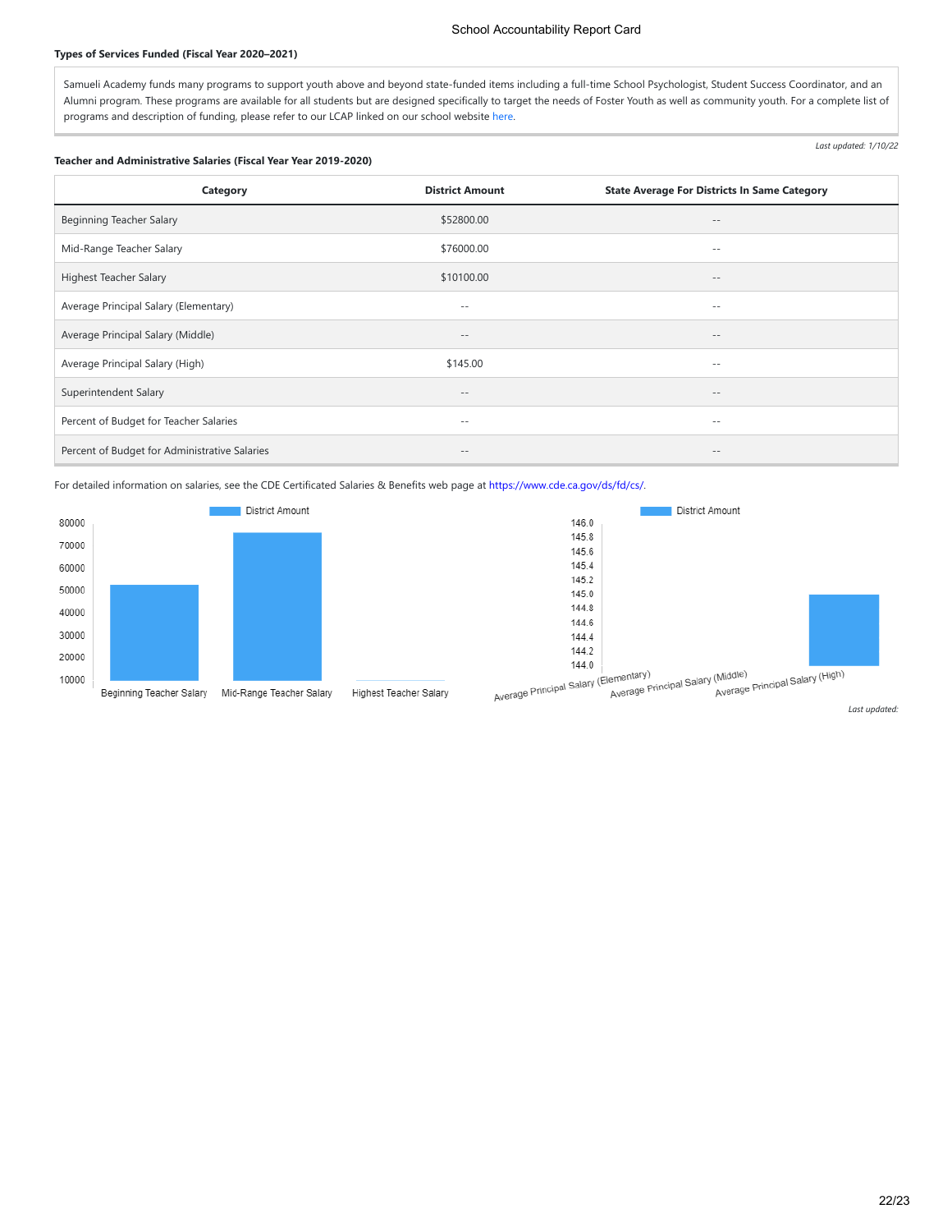**Types of Services Funded (Fiscal Year 2020–2021)**

Samueli Academy funds many programs to support youth above and beyond state-funded items including a full-time School Psychologist, Student Success Coordinator, and an Alumni program. These programs are available for all students but are designed specifically to target the needs of Foster Youth as well as community youth. For a complete list of programs and description of funding, please refer to our LCAP linked on our school website here.

*Last updated: 1/10/22*

**Teacher and Administrative Salaries (Fiscal Year Year 2019-2020)**

| Category | District Amount | State Average For Districts In Same Category |
|---|---|---|
| Beginning Teacher Salary | $52800.00 | -- |
| Mid-Range Teacher Salary | $76000.00 | -- |
| Highest Teacher Salary | $10100.00 | -- |
| Average Principal Salary (Elementary) | -- | -- |
| Average Principal Salary (Middle) | -- | -- |
| Average Principal Salary (High) | $145.00 | -- |
| Superintendent Salary | -- | -- |
| Percent of Budget for Teacher Salaries | -- | -- |
| Percent of Budget for Administrative Salaries | -- | -- |

For detailed information on salaries, see the CDE Certificated Salaries & Benefits web page at https://www.cde.ca.gov/ds/fd/cs/.

District Amount

| Category | District Amount |
|---|---|
| Beginning Teacher Salary | 52800 |
| Mid-Range Teacher Salary | 76000 |
| Highest Teacher Salary | 10100 |

District Amount

| Category | District Amount |
|---|---|
| Average Principal Salary (Elementary) | |
| Average Principal Salary (Middle) | |
| Average Principal Salary (High) | 145.0 |

*Last updated:*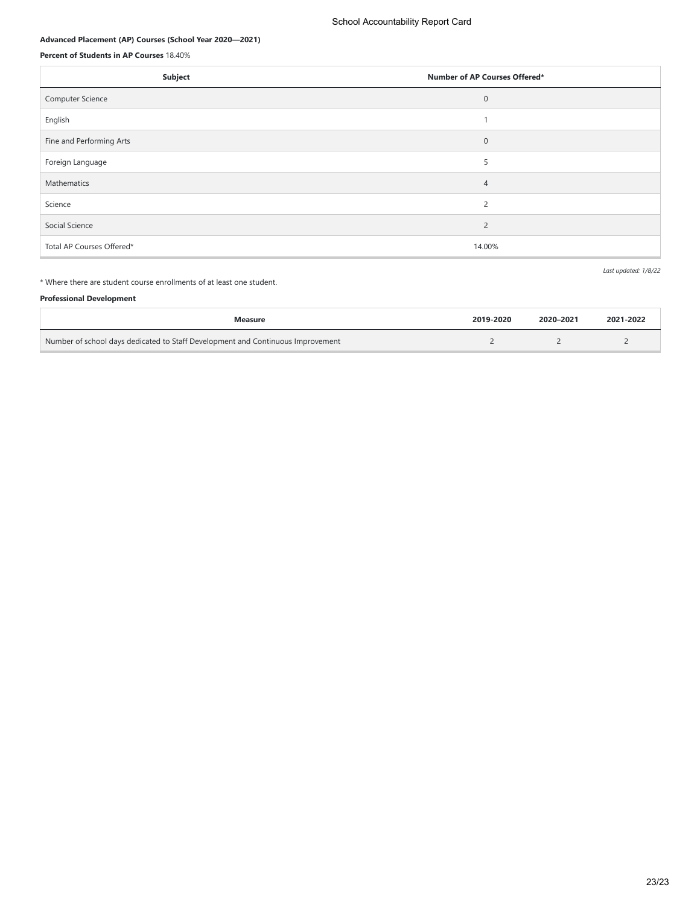**Advanced Placement (AP) Courses (School Year 2020—2021)**

**Percent of Students in AP Courses** 18.40%

| Subject | Number of AP Courses Offered* |
|---|---|
| Computer Science | 0 |
| English | 1 |
| Fine and Performing Arts | 0 |
| Foreign Language | 5 |
| Mathematics | 4 |
| Science | 2 |
| Social Science | 2 |
| Total AP Courses Offered* | 14.00% |

*Last updated: 1/8/22*

* Where there are student course enrollments of at least one student.

**Professional Development**

| Measure | 2019-2020 | 2020–2021 | 2021-2022 |
|---|---|---|---|
| Number of school days dedicated to Staff Development and Continuous Improvement | 2 | 2 | 2 |